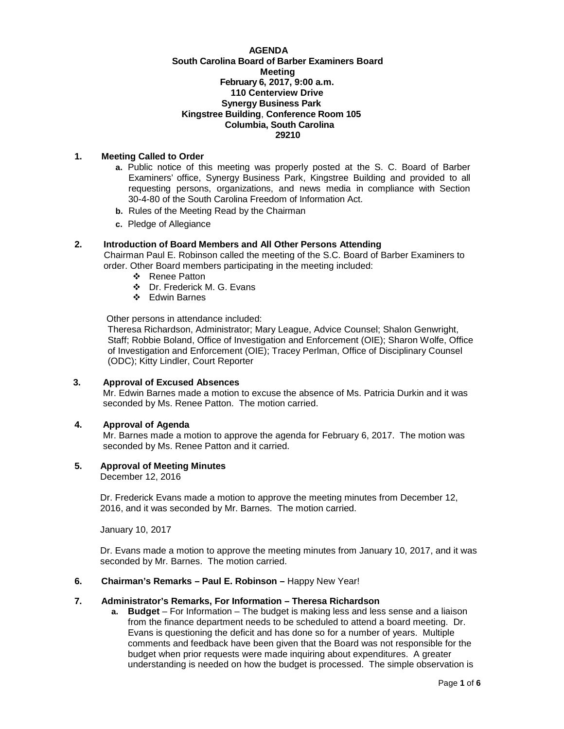# AGENDA

**South Carolina Board of Barber Examiners Board Meeting**
**February 6, 2017, 9:00 a.m.**
**110 Centerview Drive**
**Synergy Business Park**
**Kingstree Building, Conference Room 105**
**Columbia, South Carolina**
**29210**

## 1. Meeting Called to Order

- **a.** Public notice of this meeting was properly posted at the S. C. Board of Barber Examiners' office, Synergy Business Park, Kingstree Building and provided to all requesting persons, organizations, and news media in compliance with Section 30-4-80 of the South Carolina Freedom of Information Act.
- **b.** Rules of the Meeting Read by the Chairman
- **c.** Pledge of Allegiance

## 2. Introduction of Board Members and All Other Persons Attending

Chairman Paul E. Robinson called the meeting of the S.C. Board of Barber Examiners to order. Other Board members participating in the meeting included:

- Renee Patton
- Dr. Frederick M. G. Evans
- Edwin Barnes

Other persons in attendance included:
Theresa Richardson, Administrator; Mary League, Advice Counsel; Shalon Genwright, Staff; Robbie Boland, Office of Investigation and Enforcement (OIE); Sharon Wolfe, Office of Investigation and Enforcement (OIE); Tracey Perlman, Office of Disciplinary Counsel (ODC); Kitty Lindler, Court Reporter

## 3. Approval of Excused Absences

Mr. Edwin Barnes made a motion to excuse the absence of Ms. Patricia Durkin and it was seconded by Ms. Renee Patton. The motion carried.

## 4. Approval of Agenda

Mr. Barnes made a motion to approve the agenda for February 6, 2017. The motion was seconded by Ms. Renee Patton and it carried.

## 5. Approval of Meeting Minutes

December 12, 2016

Dr. Frederick Evans made a motion to approve the meeting minutes from December 12, 2016, and it was seconded by Mr. Barnes. The motion carried.

January 10, 2017

Dr. Evans made a motion to approve the meeting minutes from January 10, 2017, and it was seconded by Mr. Barnes. The motion carried.

## 6. Chairman's Remarks – Paul E. Robinson – Happy New Year!

## 7. Administrator's Remarks, For Information – Theresa Richardson

- **a. Budget** – For Information – The budget is making less and less sense and a liaison from the finance department needs to be scheduled to attend a board meeting. Dr. Evans is questioning the deficit and has done so for a number of years. Multiple comments and feedback have been given that the Board was not responsible for the budget when prior requests were made inquiring about expenditures. A greater understanding is needed on how the budget is processed. The simple observation is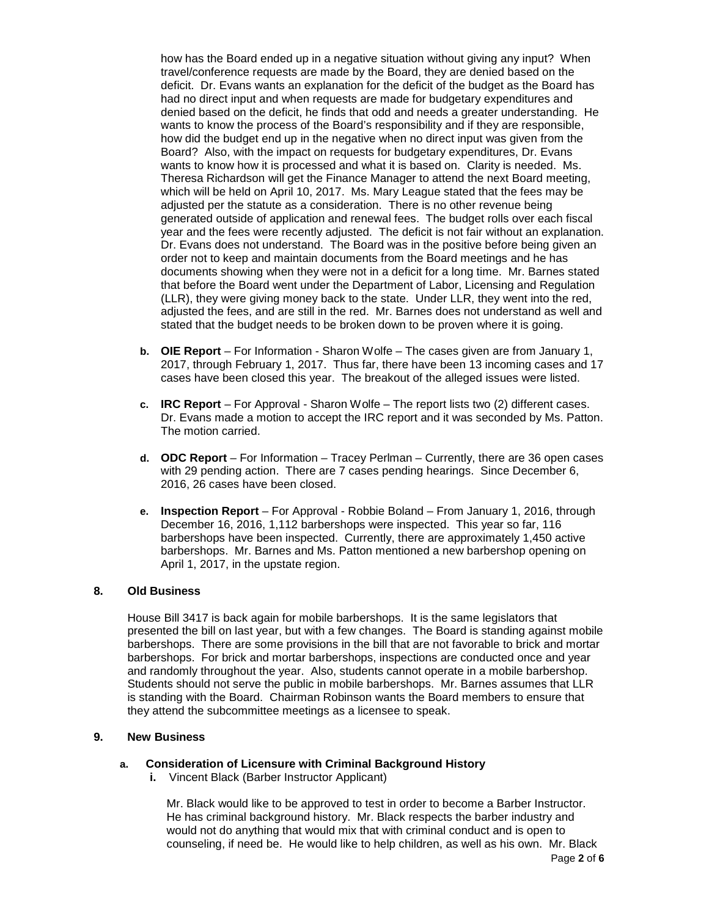how has the Board ended up in a negative situation without giving any input? When travel/conference requests are made by the Board, they are denied based on the deficit. Dr. Evans wants an explanation for the deficit of the budget as the Board has had no direct input and when requests are made for budgetary expenditures and denied based on the deficit, he finds that odd and needs a greater understanding. He wants to know the process of the Board's responsibility and if they are responsible, how did the budget end up in the negative when no direct input was given from the Board? Also, with the impact on requests for budgetary expenditures, Dr. Evans wants to know how it is processed and what it is based on. Clarity is needed. Ms. Theresa Richardson will get the Finance Manager to attend the next Board meeting, which will be held on April 10, 2017. Ms. Mary League stated that the fees may be adjusted per the statute as a consideration. There is no other revenue being generated outside of application and renewal fees. The budget rolls over each fiscal year and the fees were recently adjusted. The deficit is not fair without an explanation. Dr. Evans does not understand. The Board was in the positive before being given an order not to keep and maintain documents from the Board meetings and he has documents showing when they were not in a deficit for a long time. Mr. Barnes stated that before the Board went under the Department of Labor, Licensing and Regulation (LLR), they were giving money back to the state. Under LLR, they went into the red, adjusted the fees, and are still in the red. Mr. Barnes does not understand as well and stated that the budget needs to be broken down to be proven where it is going.

**b. OIE Report** – For Information - Sharon Wolfe – The cases given are from January 1, 2017, through February 1, 2017. Thus far, there have been 13 incoming cases and 17 cases have been closed this year. The breakout of the alleged issues were listed.

**c. IRC Report** – For Approval - Sharon Wolfe – The report lists two (2) different cases. Dr. Evans made a motion to accept the IRC report and it was seconded by Ms. Patton. The motion carried.

**d. ODC Report** – For Information – Tracey Perlman – Currently, there are 36 open cases with 29 pending action. There are 7 cases pending hearings. Since December 6, 2016, 26 cases have been closed.

**e. Inspection Report** – For Approval - Robbie Boland – From January 1, 2016, through December 16, 2016, 1,112 barbershops were inspected. This year so far, 116 barbershops have been inspected. Currently, there are approximately 1,450 active barbershops. Mr. Barnes and Ms. Patton mentioned a new barbershop opening on April 1, 2017, in the upstate region.

## 8. Old Business

House Bill 3417 is back again for mobile barbershops. It is the same legislators that presented the bill on last year, but with a few changes. The Board is standing against mobile barbershops. There are some provisions in the bill that are not favorable to brick and mortar barbershops. For brick and mortar barbershops, inspections are conducted once and year and randomly throughout the year. Also, students cannot operate in a mobile barbershop. Students should not serve the public in mobile barbershops. Mr. Barnes assumes that LLR is standing with the Board. Chairman Robinson wants the Board members to ensure that they attend the subcommittee meetings as a licensee to speak.

## 9. New Business

### a. Consideration of Licensure with Criminal Background History

**i.** Vincent Black (Barber Instructor Applicant)

Mr. Black would like to be approved to test in order to become a Barber Instructor. He has criminal background history. Mr. Black respects the barber industry and would not do anything that would mix that with criminal conduct and is open to counseling, if need be. He would like to help children, as well as his own. Mr. Black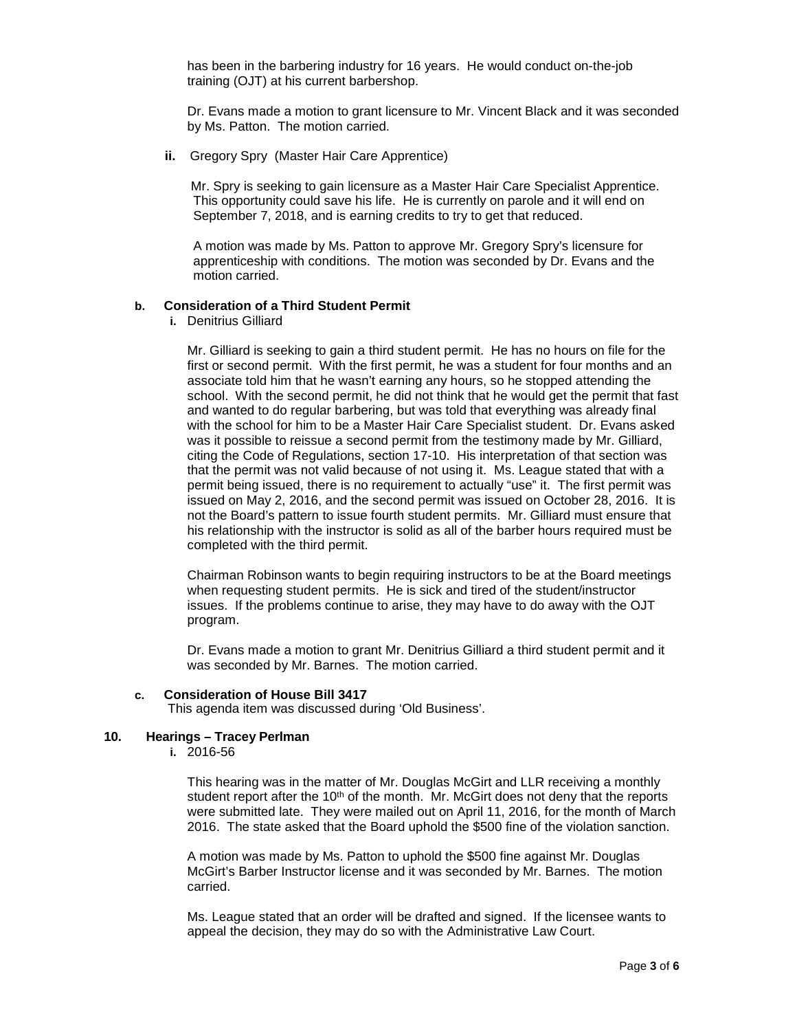has been in the barbering industry for 16 years. He would conduct on-the-job training (OJT) at his current barbershop.

Dr. Evans made a motion to grant licensure to Mr. Vincent Black and it was seconded by Ms. Patton. The motion carried.

**ii.** Gregory Spry (Master Hair Care Apprentice)

Mr. Spry is seeking to gain licensure as a Master Hair Care Specialist Apprentice. This opportunity could save his life. He is currently on parole and it will end on September 7, 2018, and is earning credits to try to get that reduced.

A motion was made by Ms. Patton to approve Mr. Gregory Spry's licensure for apprenticeship with conditions. The motion was seconded by Dr. Evans and the motion carried.

**b. Consideration of a Third Student Permit**

**i.** Denitrius Gilliard

Mr. Gilliard is seeking to gain a third student permit. He has no hours on file for the first or second permit. With the first permit, he was a student for four months and an associate told him that he wasn't earning any hours, so he stopped attending the school. With the second permit, he did not think that he would get the permit that fast and wanted to do regular barbering, but was told that everything was already final with the school for him to be a Master Hair Care Specialist student. Dr. Evans asked was it possible to reissue a second permit from the testimony made by Mr. Gilliard, citing the Code of Regulations, section 17-10. His interpretation of that section was that the permit was not valid because of not using it. Ms. League stated that with a permit being issued, there is no requirement to actually "use" it. The first permit was issued on May 2, 2016, and the second permit was issued on October 28, 2016. It is not the Board's pattern to issue fourth student permits. Mr. Gilliard must ensure that his relationship with the instructor is solid as all of the barber hours required must be completed with the third permit.

Chairman Robinson wants to begin requiring instructors to be at the Board meetings when requesting student permits. He is sick and tired of the student/instructor issues. If the problems continue to arise, they may have to do away with the OJT program.

Dr. Evans made a motion to grant Mr. Denitrius Gilliard a third student permit and it was seconded by Mr. Barnes. The motion carried.

**c. Consideration of House Bill 3417**

This agenda item was discussed during 'Old Business'.

**10. Hearings – Tracey Perlman**

**i.** 2016-56

This hearing was in the matter of Mr. Douglas McGirt and LLR receiving a monthly student report after the 10th of the month. Mr. McGirt does not deny that the reports were submitted late. They were mailed out on April 11, 2016, for the month of March 2016. The state asked that the Board uphold the $500 fine of the violation sanction.

A motion was made by Ms. Patton to uphold the $500 fine against Mr. Douglas McGirt's Barber Instructor license and it was seconded by Mr. Barnes. The motion carried.

Ms. League stated that an order will be drafted and signed. If the licensee wants to appeal the decision, they may do so with the Administrative Law Court.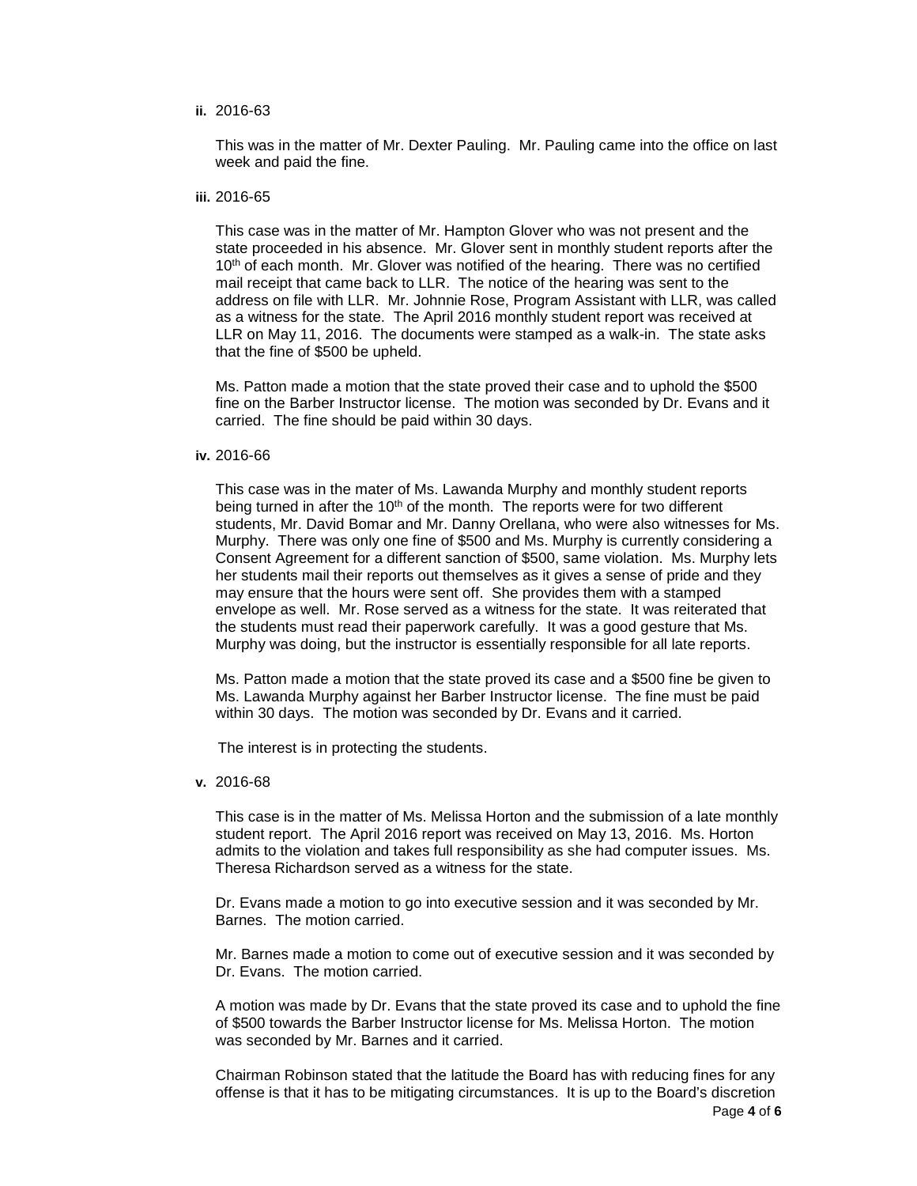**ii.** 2016-63

This was in the matter of Mr. Dexter Pauling. Mr. Pauling came into the office on last week and paid the fine.

**iii.** 2016-65

This case was in the matter of Mr. Hampton Glover who was not present and the state proceeded in his absence. Mr. Glover sent in monthly student reports after the 10th of each month. Mr. Glover was notified of the hearing. There was no certified mail receipt that came back to LLR. The notice of the hearing was sent to the address on file with LLR. Mr. Johnnie Rose, Program Assistant with LLR, was called as a witness for the state. The April 2016 monthly student report was received at LLR on May 11, 2016. The documents were stamped as a walk-in. The state asks that the fine of $500 be upheld.

Ms. Patton made a motion that the state proved their case and to uphold the $500 fine on the Barber Instructor license. The motion was seconded by Dr. Evans and it carried. The fine should be paid within 30 days.

**iv.** 2016-66

This case was in the mater of Ms. Lawanda Murphy and monthly student reports being turned in after the 10th of the month. The reports were for two different students, Mr. David Bomar and Mr. Danny Orellana, who were also witnesses for Ms. Murphy. There was only one fine of $500 and Ms. Murphy is currently considering a Consent Agreement for a different sanction of $500, same violation. Ms. Murphy lets her students mail their reports out themselves as it gives a sense of pride and they may ensure that the hours were sent off. She provides them with a stamped envelope as well. Mr. Rose served as a witness for the state. It was reiterated that the students must read their paperwork carefully. It was a good gesture that Ms. Murphy was doing, but the instructor is essentially responsible for all late reports.

Ms. Patton made a motion that the state proved its case and a $500 fine be given to Ms. Lawanda Murphy against her Barber Instructor license. The fine must be paid within 30 days. The motion was seconded by Dr. Evans and it carried.

The interest is in protecting the students.

**v.** 2016-68

This case is in the matter of Ms. Melissa Horton and the submission of a late monthly student report. The April 2016 report was received on May 13, 2016. Ms. Horton admits to the violation and takes full responsibility as she had computer issues. Ms. Theresa Richardson served as a witness for the state.

Dr. Evans made a motion to go into executive session and it was seconded by Mr. Barnes. The motion carried.

Mr. Barnes made a motion to come out of executive session and it was seconded by Dr. Evans. The motion carried.

A motion was made by Dr. Evans that the state proved its case and to uphold the fine of $500 towards the Barber Instructor license for Ms. Melissa Horton. The motion was seconded by Mr. Barnes and it carried.

Chairman Robinson stated that the latitude the Board has with reducing fines for any offense is that it has to be mitigating circumstances. It is up to the Board's discretion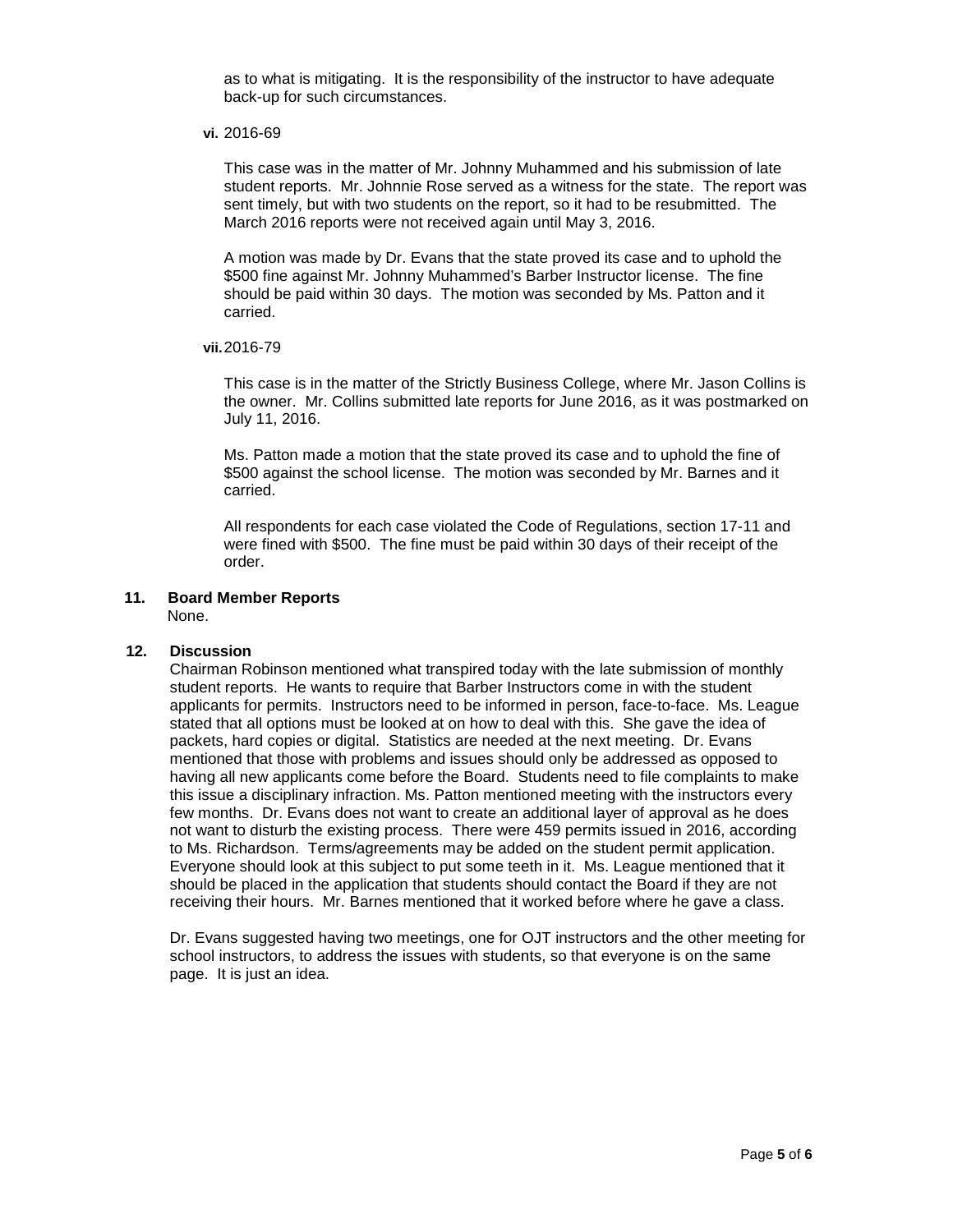as to what is mitigating. It is the responsibility of the instructor to have adequate back-up for such circumstances.

**vi.** 2016-69

This case was in the matter of Mr. Johnny Muhammed and his submission of late student reports. Mr. Johnnie Rose served as a witness for the state. The report was sent timely, but with two students on the report, so it had to be resubmitted. The March 2016 reports were not received again until May 3, 2016.

A motion was made by Dr. Evans that the state proved its case and to uphold the $500 fine against Mr. Johnny Muhammed's Barber Instructor license. The fine should be paid within 30 days. The motion was seconded by Ms. Patton and it carried.

**vii.** 2016-79

This case is in the matter of the Strictly Business College, where Mr. Jason Collins is the owner. Mr. Collins submitted late reports for June 2016, as it was postmarked on July 11, 2016.

Ms. Patton made a motion that the state proved its case and to uphold the fine of $500 against the school license. The motion was seconded by Mr. Barnes and it carried.

All respondents for each case violated the Code of Regulations, section 17-11 and were fined with $500. The fine must be paid within 30 days of their receipt of the order.

**11. Board Member Reports**

None.

**12. Discussion**

Chairman Robinson mentioned what transpired today with the late submission of monthly student reports. He wants to require that Barber Instructors come in with the student applicants for permits. Instructors need to be informed in person, face-to-face. Ms. League stated that all options must be looked at on how to deal with this. She gave the idea of packets, hard copies or digital. Statistics are needed at the next meeting. Dr. Evans mentioned that those with problems and issues should only be addressed as opposed to having all new applicants come before the Board. Students need to file complaints to make this issue a disciplinary infraction. Ms. Patton mentioned meeting with the instructors every few months. Dr. Evans does not want to create an additional layer of approval as he does not want to disturb the existing process. There were 459 permits issued in 2016, according to Ms. Richardson. Terms/agreements may be added on the student permit application. Everyone should look at this subject to put some teeth in it. Ms. League mentioned that it should be placed in the application that students should contact the Board if they are not receiving their hours. Mr. Barnes mentioned that it worked before where he gave a class.

Dr. Evans suggested having two meetings, one for OJT instructors and the other meeting for school instructors, to address the issues with students, so that everyone is on the same page. It is just an idea.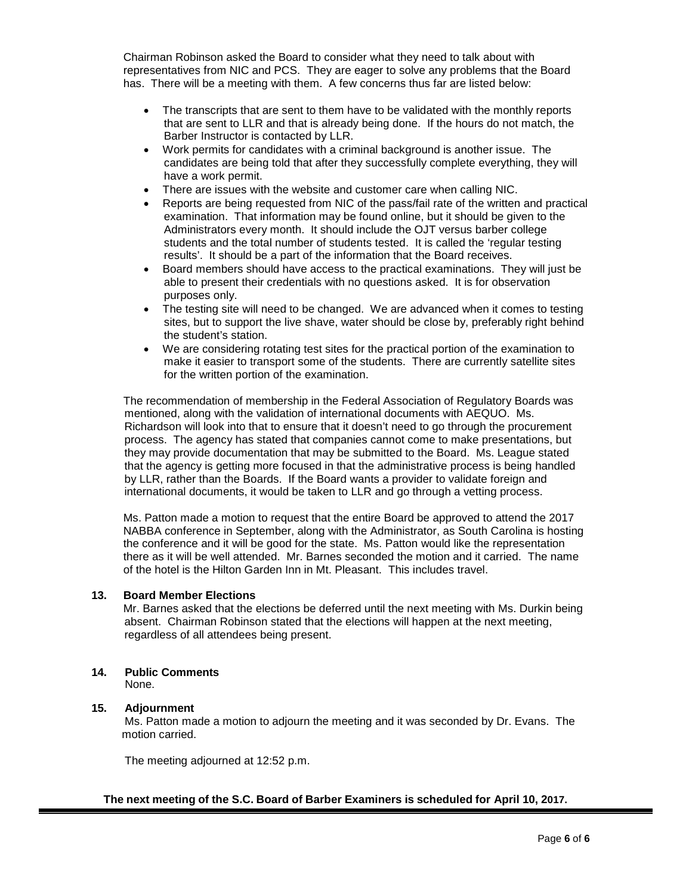Chairman Robinson asked the Board to consider what they need to talk about with representatives from NIC and PCS. They are eager to solve any problems that the Board has. There will be a meeting with them. A few concerns thus far are listed below:

- The transcripts that are sent to them have to be validated with the monthly reports that are sent to LLR and that is already being done. If the hours do not match, the Barber Instructor is contacted by LLR.
- Work permits for candidates with a criminal background is another issue. The candidates are being told that after they successfully complete everything, they will have a work permit.
- There are issues with the website and customer care when calling NIC.
- Reports are being requested from NIC of the pass/fail rate of the written and practical examination. That information may be found online, but it should be given to the Administrators every month. It should include the OJT versus barber college students and the total number of students tested. It is called the 'regular testing results'. It should be a part of the information that the Board receives.
- Board members should have access to the practical examinations. They will just be able to present their credentials with no questions asked. It is for observation purposes only.
- The testing site will need to be changed. We are advanced when it comes to testing sites, but to support the live shave, water should be close by, preferably right behind the student's station.
- We are considering rotating test sites for the practical portion of the examination to make it easier to transport some of the students. There are currently satellite sites for the written portion of the examination.

The recommendation of membership in the Federal Association of Regulatory Boards was mentioned, along with the validation of international documents with AEQUO. Ms. Richardson will look into that to ensure that it doesn't need to go through the procurement process. The agency has stated that companies cannot come to make presentations, but they may provide documentation that may be submitted to the Board. Ms. League stated that the agency is getting more focused in that the administrative process is being handled by LLR, rather than the Boards. If the Board wants a provider to validate foreign and international documents, it would be taken to LLR and go through a vetting process.

Ms. Patton made a motion to request that the entire Board be approved to attend the 2017 NABBA conference in September, along with the Administrator, as South Carolina is hosting the conference and it will be good for the state. Ms. Patton would like the representation there as it will be well attended. Mr. Barnes seconded the motion and it carried. The name of the hotel is the Hilton Garden Inn in Mt. Pleasant. This includes travel.

**13. Board Member Elections**

Mr. Barnes asked that the elections be deferred until the next meeting with Ms. Durkin being absent. Chairman Robinson stated that the elections will happen at the next meeting, regardless of all attendees being present.

**14. Public Comments**

None.

**15. Adjournment**

Ms. Patton made a motion to adjourn the meeting and it was seconded by Dr. Evans. The motion carried.

The meeting adjourned at 12:52 p.m.

**The next meeting of the S.C. Board of Barber Examiners is scheduled for April 10, 2017.**